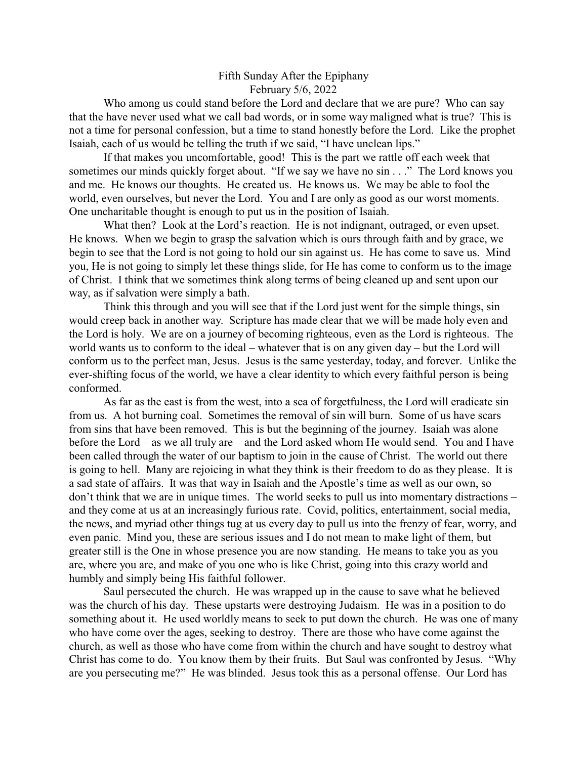# Fifth Sunday After the Epiphany

February 5/6, 2022

Who among us could stand before the Lord and declare that we are pure? Who can say that the have never used what we call bad words, or in some way maligned what is true? This is not a time for personal confession, but a time to stand honestly before the Lord. Like the prophet Isaiah, each of us would be telling the truth if we said, "I have unclean lips."

If that makes you uncomfortable, good! This is the part we rattle off each week that sometimes our minds quickly forget about. "If we say we have no sin . . ." The Lord knows you and me. He knows our thoughts. He created us. He knows us. We may be able to fool the world, even ourselves, but never the Lord. You and I are only as good as our worst moments. One uncharitable thought is enough to put us in the position of Isaiah.

What then? Look at the Lord's reaction. He is not indignant, outraged, or even upset. He knows. When we begin to grasp the salvation which is ours through faith and by grace, we begin to see that the Lord is not going to hold our sin against us. He has come to save us. Mind you, He is not going to simply let these things slide, for He has come to conform us to the image of Christ. I think that we sometimes think along terms of being cleaned up and sent upon our way, as if salvation were simply a bath.

Think this through and you will see that if the Lord just went for the simple things, sin would creep back in another way. Scripture has made clear that we will be made holy even and the Lord is holy. We are on a journey of becoming righteous, even as the Lord is righteous. The world wants us to conform to the ideal – whatever that is on any given day – but the Lord will conform us to the perfect man, Jesus. Jesus is the same yesterday, today, and forever. Unlike the ever-shifting focus of the world, we have a clear identity to which every faithful person is being conformed.

As far as the east is from the west, into a sea of forgetfulness, the Lord will eradicate sin from us. A hot burning coal. Sometimes the removal of sin will burn. Some of us have scars from sins that have been removed. This is but the beginning of the journey. Isaiah was alone before the Lord – as we all truly are – and the Lord asked whom He would send. You and I have been called through the water of our baptism to join in the cause of Christ. The world out there is going to hell. Many are rejoicing in what they think is their freedom to do as they please. It is a sad state of affairs. It was that way in Isaiah and the Apostle's time as well as our own, so don't think that we are in unique times. The world seeks to pull us into momentary distractions – and they come at us at an increasingly furious rate. Covid, politics, entertainment, social media, the news, and myriad other things tug at us every day to pull us into the frenzy of fear, worry, and even panic. Mind you, these are serious issues and I do not mean to make light of them, but greater still is the One in whose presence you are now standing. He means to take you as you are, where you are, and make of you one who is like Christ, going into this crazy world and humbly and simply being His faithful follower.

Saul persecuted the church. He was wrapped up in the cause to save what he believed was the church of his day. These upstarts were destroying Judaism. He was in a position to do something about it. He used worldly means to seek to put down the church. He was one of many who have come over the ages, seeking to destroy. There are those who have come against the church, as well as those who have come from within the church and have sought to destroy what Christ has come to do. You know them by their fruits. But Saul was confronted by Jesus. "Why are you persecuting me?" He was blinded. Jesus took this as a personal offense. Our Lord has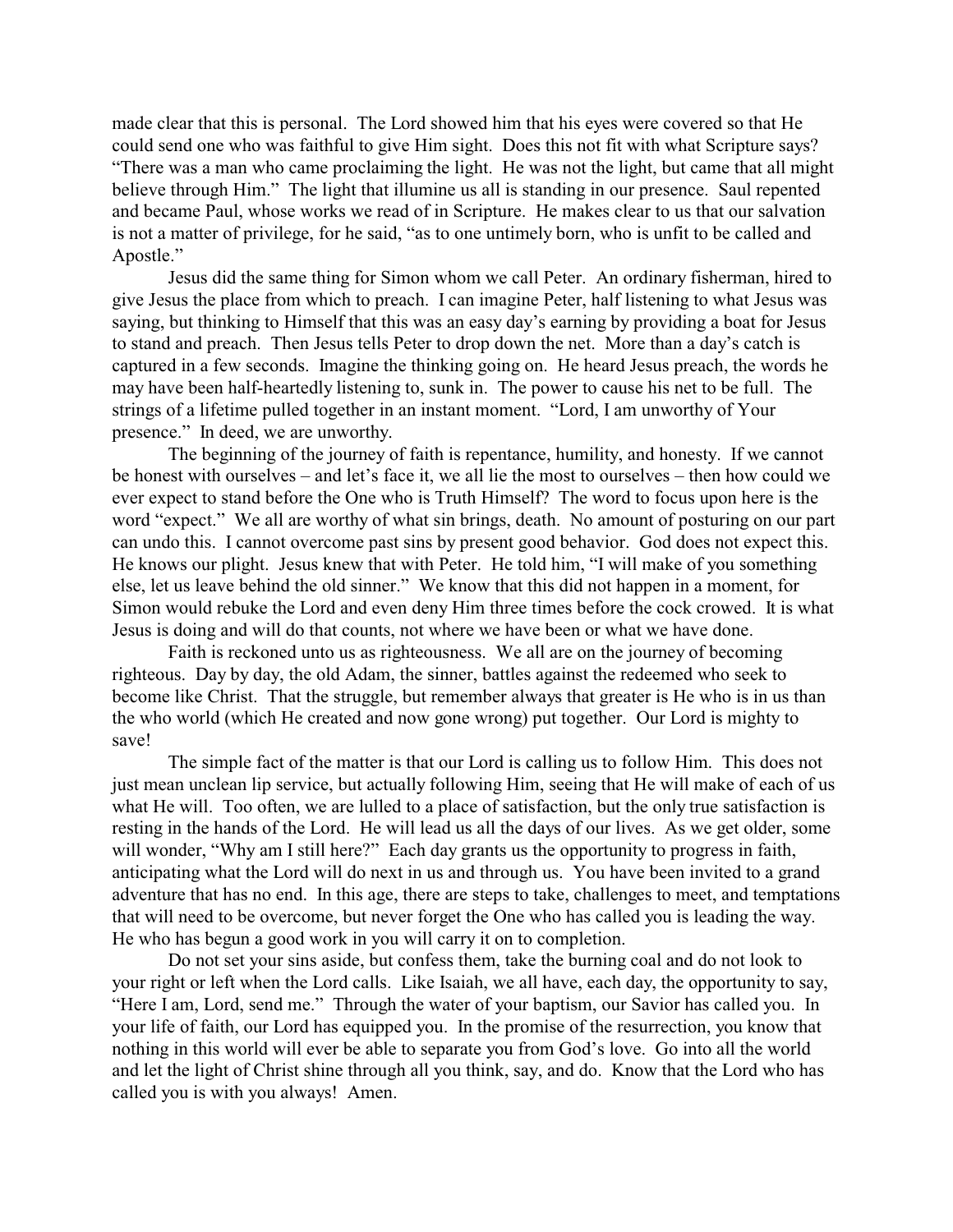made clear that this is personal. The Lord showed him that his eyes were covered so that He could send one who was faithful to give Him sight. Does this not fit with what Scripture says? "There was a man who came proclaiming the light. He was not the light, but came that all might believe through Him." The light that illumine us all is standing in our presence. Saul repented and became Paul, whose works we read of in Scripture. He makes clear to us that our salvation is not a matter of privilege, for he said, "as to one untimely born, who is unfit to be called and Apostle."

Jesus did the same thing for Simon whom we call Peter. An ordinary fisherman, hired to give Jesus the place from which to preach. I can imagine Peter, half listening to what Jesus was saying, but thinking to Himself that this was an easy day's earning by providing a boat for Jesus to stand and preach. Then Jesus tells Peter to drop down the net. More than a day's catch is captured in a few seconds. Imagine the thinking going on. He heard Jesus preach, the words he may have been half-heartedly listening to, sunk in. The power to cause his net to be full. The strings of a lifetime pulled together in an instant moment. "Lord, I am unworthy of Your presence." In deed, we are unworthy.

The beginning of the journey of faith is repentance, humility, and honesty. If we cannot be honest with ourselves – and let's face it, we all lie the most to ourselves – then how could we ever expect to stand before the One who is Truth Himself? The word to focus upon here is the word "expect." We all are worthy of what sin brings, death. No amount of posturing on our part can undo this. I cannot overcome past sins by present good behavior. God does not expect this. He knows our plight. Jesus knew that with Peter. He told him, "I will make of you something else, let us leave behind the old sinner." We know that this did not happen in a moment, for Simon would rebuke the Lord and even deny Him three times before the cock crowed. It is what Jesus is doing and will do that counts, not where we have been or what we have done.

Faith is reckoned unto us as righteousness. We all are on the journey of becoming righteous. Day by day, the old Adam, the sinner, battles against the redeemed who seek to become like Christ. That the struggle, but remember always that greater is He who is in us than the who world (which He created and now gone wrong) put together. Our Lord is mighty to save!

The simple fact of the matter is that our Lord is calling us to follow Him. This does not just mean unclean lip service, but actually following Him, seeing that He will make of each of us what He will. Too often, we are lulled to a place of satisfaction, but the only true satisfaction is resting in the hands of the Lord. He will lead us all the days of our lives. As we get older, some will wonder, "Why am I still here?" Each day grants us the opportunity to progress in faith, anticipating what the Lord will do next in us and through us. You have been invited to a grand adventure that has no end. In this age, there are steps to take, challenges to meet, and temptations that will need to be overcome, but never forget the One who has called you is leading the way. He who has begun a good work in you will carry it on to completion.

Do not set your sins aside, but confess them, take the burning coal and do not look to your right or left when the Lord calls. Like Isaiah, we all have, each day, the opportunity to say, "Here I am, Lord, send me." Through the water of your baptism, our Savior has called you. In your life of faith, our Lord has equipped you. In the promise of the resurrection, you know that nothing in this world will ever be able to separate you from God's love. Go into all the world and let the light of Christ shine through all you think, say, and do. Know that the Lord who has called you is with you always! Amen.